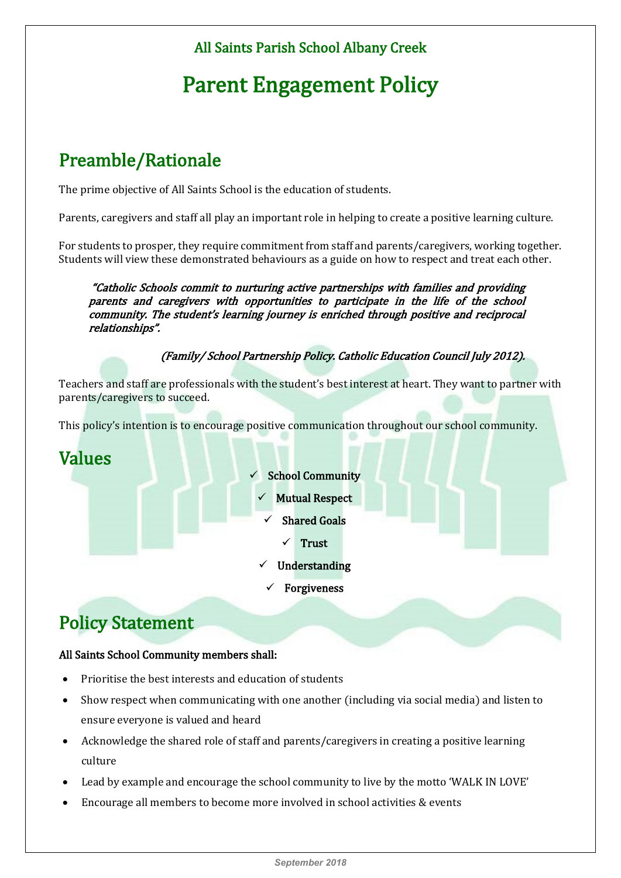All Saints Parish School Albany Creek

# Parent Engagement Policy

## Preamble/Rationale

The prime objective of All Saints School is the education of students.

Parents, caregivers and staff all play an important role in helping to create a positive learning culture.

For students to prosper, they require commitment from staff and parents/caregivers, working together. Students will view these demonstrated behaviours as a guide on how to respect and treat each other.

> *"Catholic Schools commit to nurturing active partnerships with families and providing parents and caregivers with opportunities to participate in the life of the school community. The student's learning journey is enriched through positive and reciprocal relationships".*
>
> *(Family/ School Partnership Policy. Catholic Education Council July 2012).*

Teachers and staff are professionals with the student's best interest at heart. They want to partner with parents/caregivers to succeed.

This policy's intention is to encourage positive communication throughout our school community.

## Values

- ✓ **School Community**
- ✓ **Mutual Respect**
- ✓ **Shared Goals**
- ✓ **Trust**
- ✓ **Understanding**
- ✓ **Forgiveness**

## Policy Statement

**All Saints School Community members shall:**

- Prioritise the best interests and education of students
- Show respect when communicating with one another (including via social media) and listen to ensure everyone is valued and heard
- Acknowledge the shared role of staff and parents/caregivers in creating a positive learning culture
- Lead by example and encourage the school community to live by the motto 'WALK IN LOVE'
- Encourage all members to become more involved in school activities & events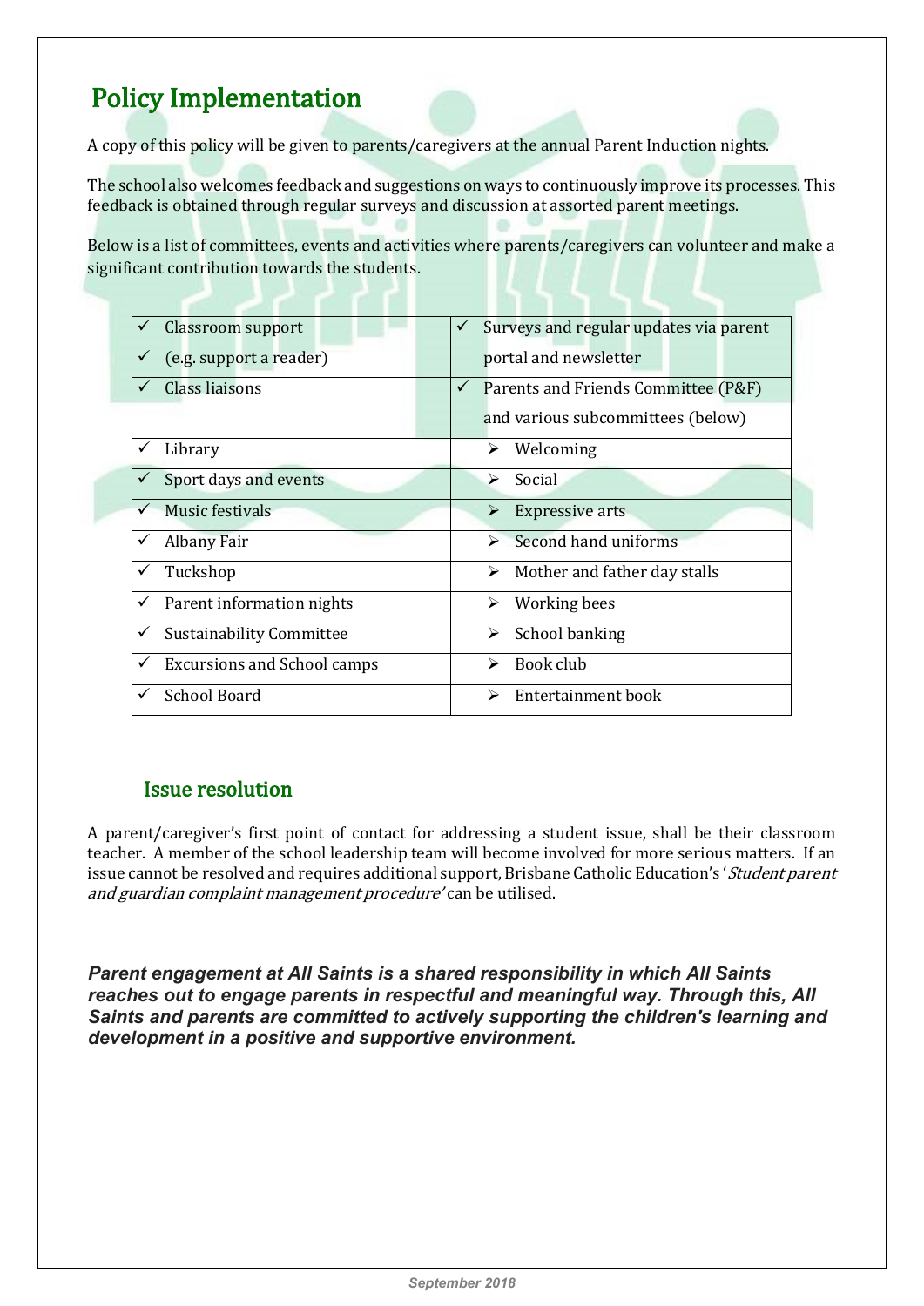## Policy Implementation

A copy of this policy will be given to parents/caregivers at the annual Parent Induction nights.

The school also welcomes feedback and suggestions on ways to continuously improve its processes. This feedback is obtained through regular surveys and discussion at assorted parent meetings.

Below is a list of committees, events and activities where parents/caregivers can volunteer and make a significant contribution towards the students.

| | |
|---|---|
| ✓ Classroom support<br>✓ (e.g. support a reader) | ✓ Surveys and regular updates via parent portal and newsletter |
| ✓ Class liaisons | ✓ Parents and Friends Committee (P&F) and various subcommittees (below) |
| ✓ Library | ➢ Welcoming |
| ✓ Sport days and events | ➢ Social |
| ✓ Music festivals | ➢ Expressive arts |
| ✓ Albany Fair | ➢ Second hand uniforms |
| ✓ Tuckshop | ➢ Mother and father day stalls |
| ✓ Parent information nights | ➢ Working bees |
| ✓ Sustainability Committee | ➢ School banking |
| ✓ Excursions and School camps | ➢ Book club |
| ✓ School Board | ➢ Entertainment book |

### Issue resolution

A parent/caregiver's first point of contact for addressing a student issue, shall be their classroom teacher. A member of the school leadership team will become involved for more serious matters. If an issue cannot be resolved and requires additional support, Brisbane Catholic Education's '*Student parent and guardian complaint management procedure'* can be utilised.

***Parent engagement at All Saints is a shared responsibility in which All Saints reaches out to engage parents in respectful and meaningful way. Through this, All Saints and parents are committed to actively supporting the children's learning and development in a positive and supportive environment.***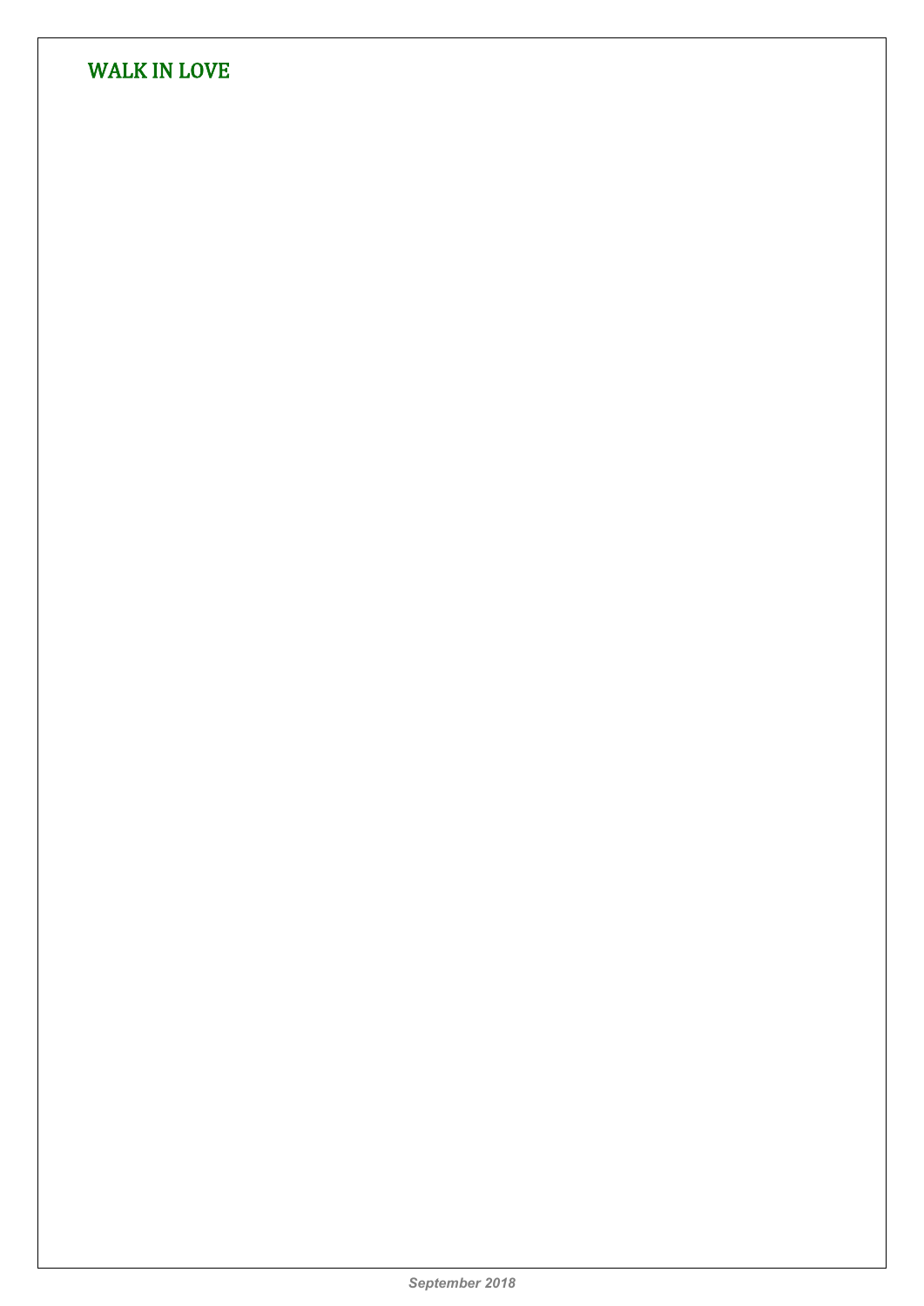## WALK IN LOVE